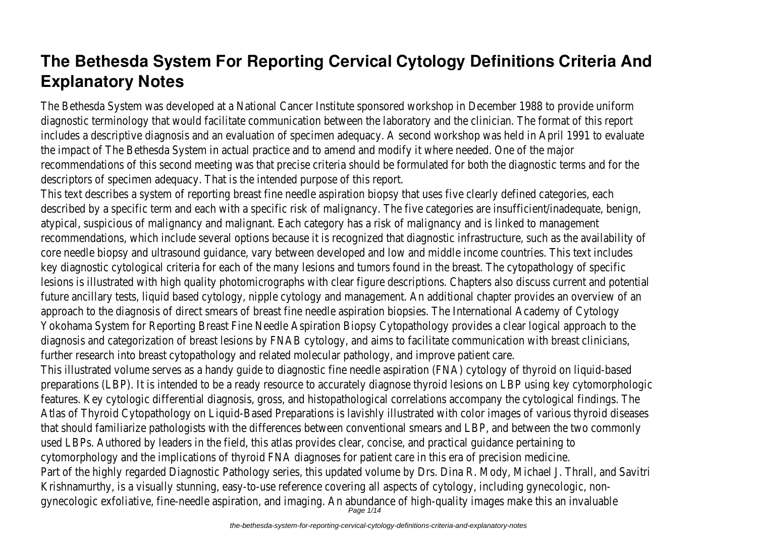# The Bethesda System For Reporting Cervical Cytology Definitions Criteria And Explanatory Notes

The Bethesda System was developed at a National Cancer Institute sponsored workshop in December 1988 to provide uniform diagnostic terminology that would facilitate communication between the laboratory and the clinician. The format of this report includes a descriptive diagnosis and an evaluation of specimen adequacy. A second workshop was held in April 1991 to evaluate the impact of The Bethesda System in actual practice and to amend and modify it where needed. One of the major recommendations of this second meeting was that precise criteria should be formulated for both the diagnostic terms and for the descriptors of specimen adequacy. That is the intended purpose of this report.

This text describes a system of reporting breast fine needle aspiration biopsy that uses five clearly defined categories, each described by a specific term and each with a specific risk of malignancy. The five categories are insufficient/inadequate, benign, atypical, suspicious of malignancy and malignant. Each category has a risk of malignancy and is linked to management recommendations, which include several options because it is recognized that diagnostic infrastructure, such as the availability of core needle biopsy and ultrasound guidance, vary between developed and low and middle income countries. This text includes key diagnostic cytological criteria for each of the many lesions and tumors found in the breast. The cytopathology of specific lesions is illustrated with high quality photomicrographs with clear figure descriptions. Chapters also discuss current and potential future ancillary tests, liquid based cytology, nipple cytology and management. An additional chapter provides an overview of an approach to the diagnosis of direct smears of breast fine needle aspiration biopsies. The International Academy of Cytology Yokohama System for Reporting Breast Fine Needle Aspiration Biopsy Cytopathology provides a clear logical approach to the diagnosis and categorization of breast lesions by FNAB cytology, and aims to facilitate communication with breast clinicians, further research into breast cytopathology and related molecular pathology, and improve patient care.

This illustrated volume serves as a handy guide to diagnostic fine needle aspiration (FNA) cytology of thyroid on liquid-based preparations (LBP). It is intended to be a ready resource to accurately diagnose thyroid lesions on LBP using key cytomorphologic features. Key cytologic differential diagnosis, gross, and histopathological correlations accompany the cytological findings. The Atlas of Thyroid Cytopathology on Liquid-Based Preparations is lavishly illustrated with color images of various thyroid diseases that should familiarize pathologists with the differences between conventional smears and LBP, and between the two commonly used LBPs. Authored by leaders in the field, this atlas provides clear, concise, and practical guidance pertaining to cytomorphology and the implications of thyroid FNA diagnoses for patient care in this era of precision medicine.

Part of the highly regarded Diagnostic Pathology series, this updated volume by Drs. Dina R. Mody, Michael J. Thrall, and Savitri Krishnamurthy, is a visually stunning, easy-to-use reference covering all aspects of cytology, including gynecologic, non-gynecologic exfoliative, fine-needle aspiration, and imaging. An abundance of high-quality images make this an invaluable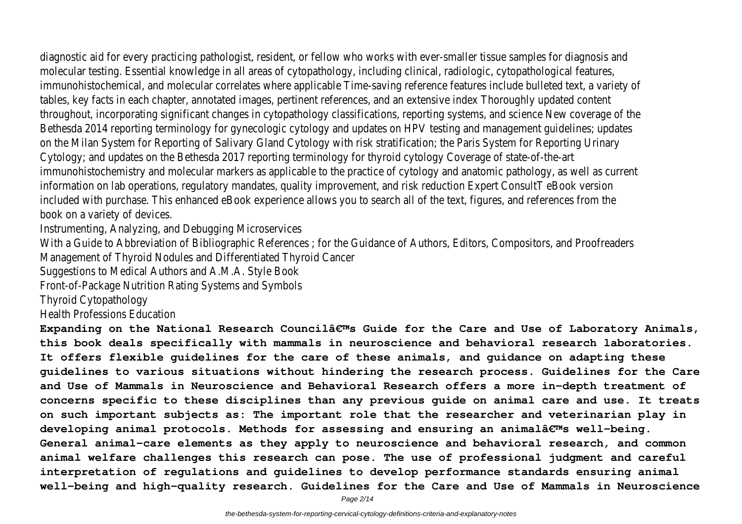diagnostic aid for every practicing pathologist, resident, or fellow who works with ever-smaller tissue samples for diagnosis and molecular testing. Essential knowledge in all areas of cytopathology, including clinical, radiologic, cytopathological features, immunohistochemical, and molecular correlates where applicable Time-saving reference features include bulleted text, a variety of tables, key facts in each chapter, annotated images, pertinent references, and an extensive index Thoroughly updated content throughout, incorporating significant changes in cytopathology classifications, reporting systems, and science New coverage of the Bethesda 2014 reporting terminology for gynecologic cytology and updates on HPV testing and management guidelines; updates on the Milan System for Reporting of Salivary Gland Cytology with risk stratification; the Paris System for Reporting Urinary Cytology; and updates on the Bethesda 2017 reporting terminology for thyroid cytology Coverage of state-of-the-art immunohistochemistry and molecular markers as applicable to the practice of cytology and anatomic pathology, as well as current information on lab operations, regulatory mandates, quality improvement, and risk reduction Expert ConsultT eBook version included with purchase. This enhanced eBook experience allows you to search all of the text, figures, and references from the book on a variety of devices.

Instrumenting, Analyzing, and Debugging Microservices

With a Guide to Abbreviation of Bibliographic References ; for the Guidance of Authors, Editors, Compositors, and Proofreaders

Management of Thyroid Nodules and Differentiated Thyroid Cancer

Suggestions to Medical Authors and A.M.A. Style Book

Front-of-Package Nutrition Rating Systems and Symbols

Thyroid Cytopathology

Health Professions Education

**Expanding on the National Research Councilâ€™s Guide for the Care and Use of Laboratory Animals, this book deals specifically with mammals in neuroscience and behavioral research laboratories. It offers flexible guidelines for the care of these animals, and guidance on adapting these guidelines to various situations without hindering the research process. Guidelines for the Care and Use of Mammals in Neuroscience and Behavioral Research offers a more in-depth treatment of concerns specific to these disciplines than any previous guide on animal care and use. It treats on such important subjects as: The important role that the researcher and veterinarian play in developing animal protocols. Methods for assessing and ensuring an animalâ€™s well-being. General animal-care elements as they apply to neuroscience and behavioral research, and common animal welfare challenges this research can pose. The use of professional judgment and careful interpretation of regulations and guidelines to develop performance standards ensuring animal well-being and high-quality research. Guidelines for the Care and Use of Mammals in Neuroscience**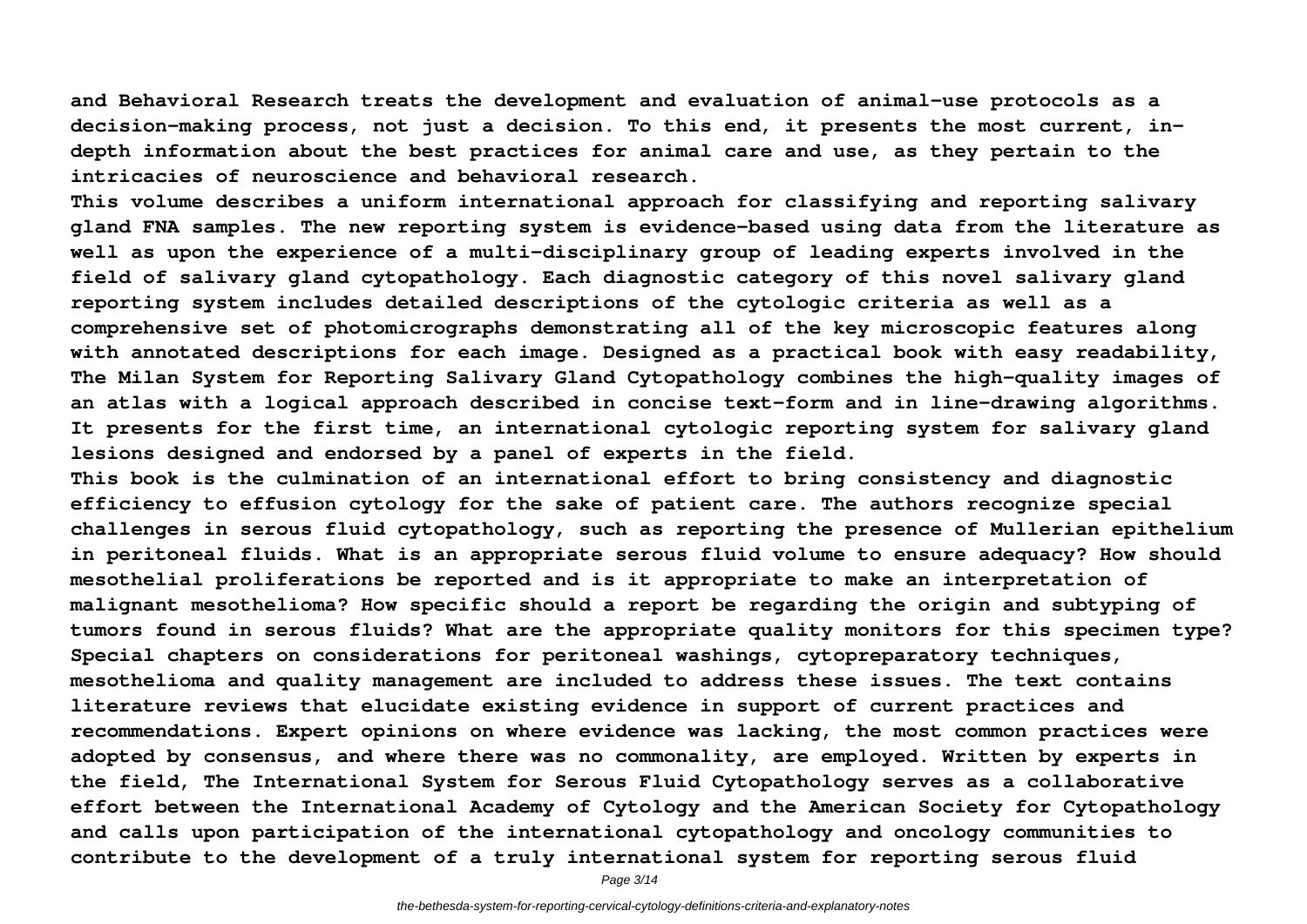and Behavioral Research treats the development and evaluation of animal-use protocols as a decision-making process, not just a decision. To this end, it presents the most current, in-depth information about the best practices for animal care and use, as they pertain to the intricacies of neuroscience and behavioral research.

This volume describes a uniform international approach for classifying and reporting salivary gland FNA samples. The new reporting system is evidence-based using data from the literature as well as upon the experience of a multi-disciplinary group of leading experts involved in the field of salivary gland cytopathology. Each diagnostic category of this novel salivary gland reporting system includes detailed descriptions of the cytologic criteria as well as a comprehensive set of photomicrographs demonstrating all of the key microscopic features along with annotated descriptions for each image. Designed as a practical book with easy readability, The Milan System for Reporting Salivary Gland Cytopathology combines the high-quality images of an atlas with a logical approach described in concise text-form and in line-drawing algorithms. It presents for the first time, an international cytologic reporting system for salivary gland lesions designed and endorsed by a panel of experts in the field.

This book is the culmination of an international effort to bring consistency and diagnostic efficiency to effusion cytology for the sake of patient care. The authors recognize special challenges in serous fluid cytopathology, such as reporting the presence of Mullerian epithelium in peritoneal fluids. What is an appropriate serous fluid volume to ensure adequacy? How should mesothelial proliferations be reported and is it appropriate to make an interpretation of malignant mesothelioma? How specific should a report be regarding the origin and subtyping of tumors found in serous fluids? What are the appropriate quality monitors for this specimen type? Special chapters on considerations for peritoneal washings, cytopreparatory techniques, mesothelioma and quality management are included to address these issues. The text contains literature reviews that elucidate existing evidence in support of current practices and recommendations. Expert opinions on where evidence was lacking, the most common practices were adopted by consensus, and where there was no commonality, are employed. Written by experts in the field, The International System for Serous Fluid Cytopathology serves as a collaborative effort between the International Academy of Cytology and the American Society for Cytopathology and calls upon participation of the international cytopathology and oncology communities to contribute to the development of a truly international system for reporting serous fluid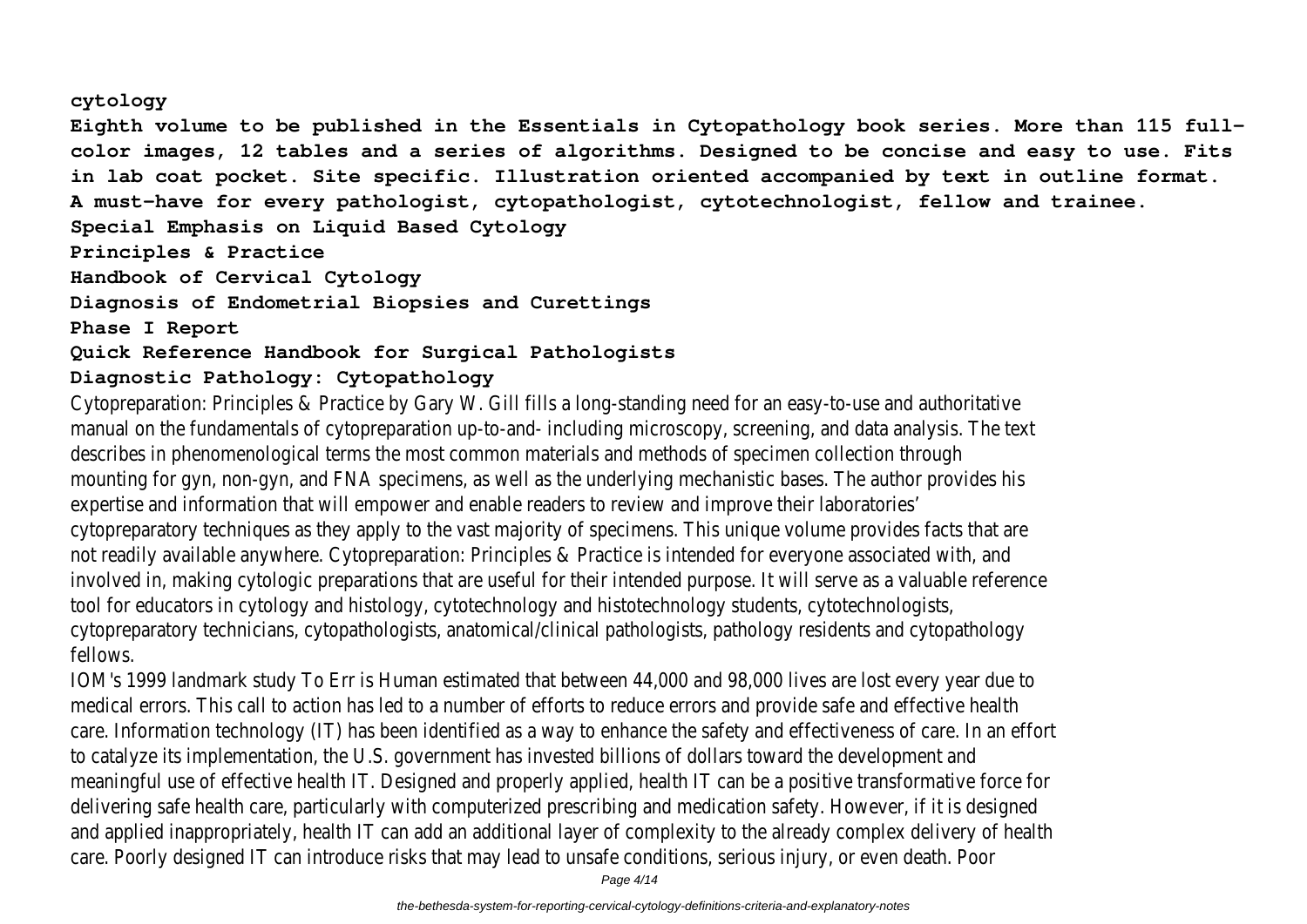**cytology**

**Eighth volume to be published in the Essentials in Cytopathology book series. More than 115 full-color images, 12 tables and a series of algorithms. Designed to be concise and easy to use. Fits in lab coat pocket. Site specific. Illustration oriented accompanied by text in outline format. A must-have for every pathologist, cytopathologist, cytotechnologist, fellow and trainee.**

**Special Emphasis on Liquid Based Cytology**

**Principles & Practice**

**Handbook of Cervical Cytology**

**Diagnosis of Endometrial Biopsies and Curettings**

**Phase I Report**

**Quick Reference Handbook for Surgical Pathologists**

**Diagnostic Pathology: Cytopathology**

Cytopreparation: Principles & Practice by Gary W. Gill fills a long-standing need for an easy-to-use and authoritative manual on the fundamentals of cytopreparation up-to-and- including microscopy, screening, and data analysis. The text describes in phenomenological terms the most common materials and methods of specimen collection through mounting for gyn, non-gyn, and FNA specimens, as well as the underlying mechanistic bases. The author provides his expertise and information that will empower and enable readers to review and improve their laboratories' cytopreparatory techniques as they apply to the vast majority of specimens. This unique volume provides facts that are not readily available anywhere. Cytopreparation: Principles & Practice is intended for everyone associated with, and involved in, making cytologic preparations that are useful for their intended purpose. It will serve as a valuable reference tool for educators in cytology and histology, cytotechnology and histotechnology students, cytotechnologists, cytopreparatory technicians, cytopathologists, anatomical/clinical pathologists, pathology residents and cytopathology fellows.

IOM's 1999 landmark study To Err is Human estimated that between 44,000 and 98,000 lives are lost every year due to medical errors. This call to action has led to a number of efforts to reduce errors and provide safe and effective health care. Information technology (IT) has been identified as a way to enhance the safety and effectiveness of care. In an effort to catalyze its implementation, the U.S. government has invested billions of dollars toward the development and meaningful use of effective health IT. Designed and properly applied, health IT can be a positive transformative force for delivering safe health care, particularly with computerized prescribing and medication safety. However, if it is designed and applied inappropriately, health IT can add an additional layer of complexity to the already complex delivery of health care. Poorly designed IT can introduce risks that may lead to unsafe conditions, serious injury, or even death. Poor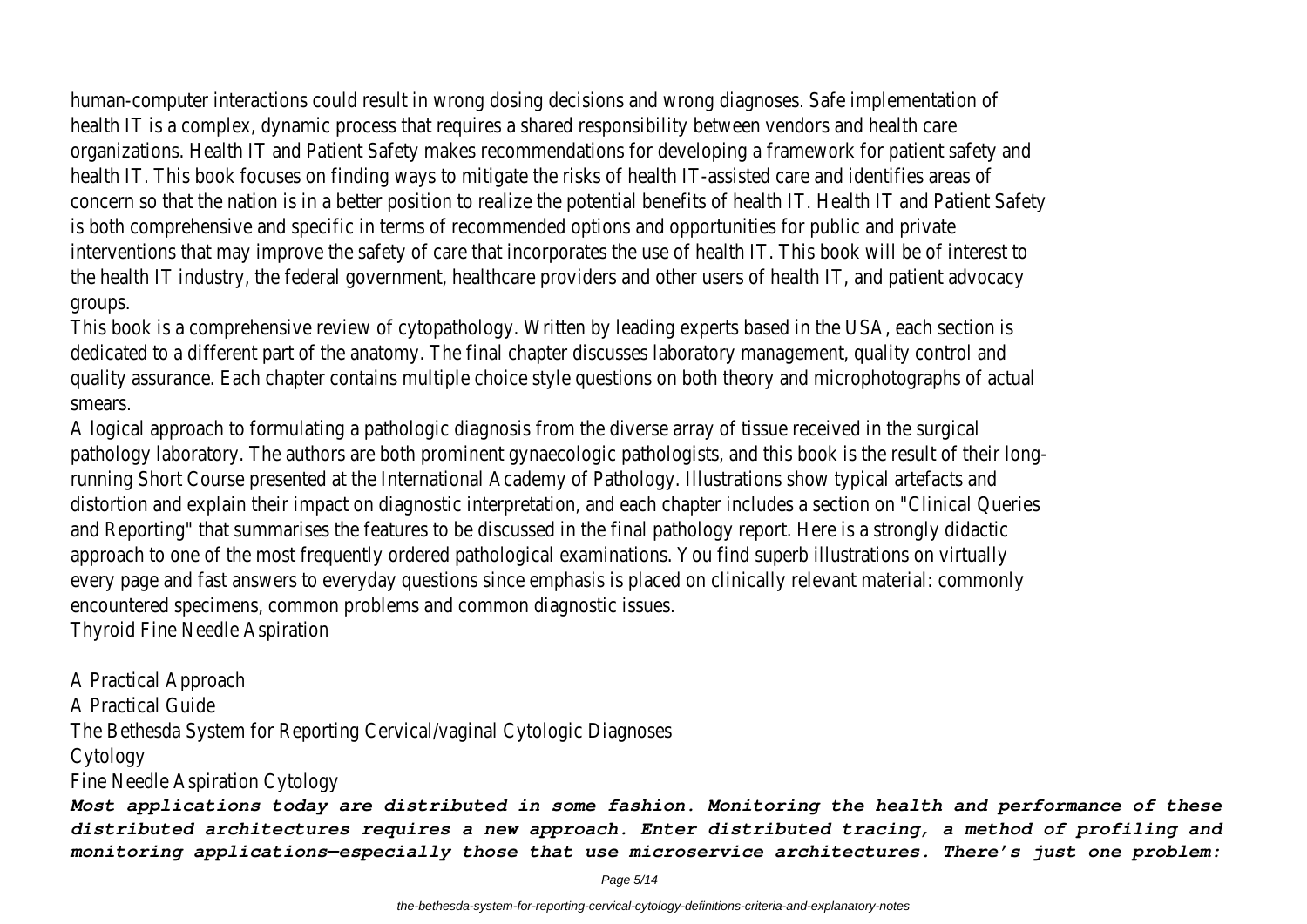human-computer interactions could result in wrong dosing decisions and wrong diagnoses. Safe implementation of health IT is a complex, dynamic process that requires a shared responsibility between vendors and health care organizations. Health IT and Patient Safety makes recommendations for developing a framework for patient safety and health IT. This book focuses on finding ways to mitigate the risks of health IT-assisted care and identifies areas of concern so that the nation is in a better position to realize the potential benefits of health IT. Health IT and Patient Safety is both comprehensive and specific in terms of recommended options and opportunities for public and private interventions that may improve the safety of care that incorporates the use of health IT. This book will be of interest to the health IT industry, the federal government, healthcare providers and other users of health IT, and patient advocacy groups.

This book is a comprehensive review of cytopathology. Written by leading experts based in the USA, each section is dedicated to a different part of the anatomy. The final chapter discusses laboratory management, quality control and quality assurance. Each chapter contains multiple choice style questions on both theory and microphotographs of actual smears.

A logical approach to formulating a pathologic diagnosis from the diverse array of tissue received in the surgical pathology laboratory. The authors are both prominent gynaecologic pathologists, and this book is the result of their long-running Short Course presented at the International Academy of Pathology. Illustrations show typical artefacts and distortion and explain their impact on diagnostic interpretation, and each chapter includes a section on "Clinical Queries and Reporting" that summarises the features to be discussed in the final pathology report. Here is a strongly didactic approach to one of the most frequently ordered pathological examinations. You find superb illustrations on virtually every page and fast answers to everyday questions since emphasis is placed on clinically relevant material: commonly encountered specimens, common problems and common diagnostic issues.

Thyroid Fine Needle Aspiration

A Practical Approach

A Practical Guide

The Bethesda System for Reporting Cervical/vaginal Cytologic Diagnoses

Cytology

Fine Needle Aspiration Cytology

***Most applications today are distributed in some fashion. Monitoring the health and performance of these distributed architectures requires a new approach. Enter distributed tracing, a method of profiling and monitoring applications—especially those that use microservice architectures. There's just one problem:***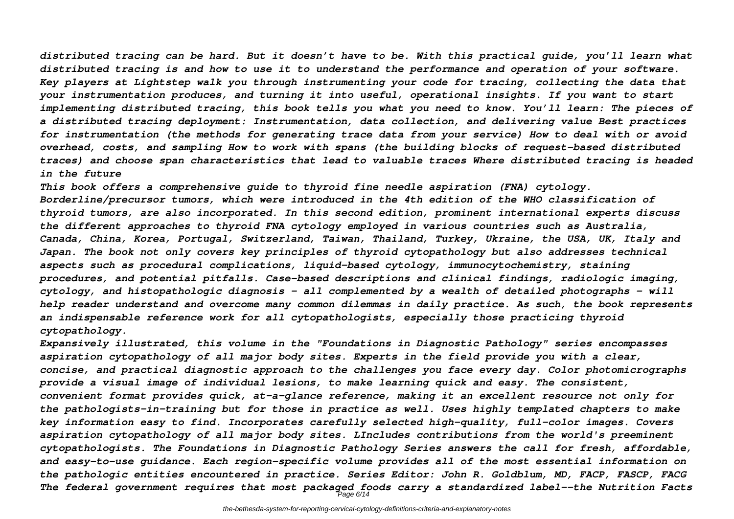*distributed tracing can be hard. But it doesn't have to be. With this practical guide, you'll learn what distributed tracing is and how to use it to understand the performance and operation of your software. Key players at Lightstep walk you through instrumenting your code for tracing, collecting the data that your instrumentation produces, and turning it into useful, operational insights. If you want to start implementing distributed tracing, this book tells you what you need to know. You'll learn: The pieces of a distributed tracing deployment: Instrumentation, data collection, and delivering value Best practices for instrumentation (the methods for generating trace data from your service) How to deal with or avoid overhead, costs, and sampling How to work with spans (the building blocks of request-based distributed traces) and choose span characteristics that lead to valuable traces Where distributed tracing is headed in the future*

*This book offers a comprehensive guide to thyroid fine needle aspiration (FNA) cytology. Borderline/precursor tumors, which were introduced in the 4th edition of the WHO classification of thyroid tumors, are also incorporated. In this second edition, prominent international experts discuss the different approaches to thyroid FNA cytology employed in various countries such as Australia, Canada, China, Korea, Portugal, Switzerland, Taiwan, Thailand, Turkey, Ukraine, the USA, UK, Italy and Japan. The book not only covers key principles of thyroid cytopathology but also addresses technical aspects such as procedural complications, liquid-based cytology, immunocytochemistry, staining procedures, and potential pitfalls. Case-based descriptions and clinical findings, radiologic imaging, cytology, and histopathologic diagnosis – all complemented by a wealth of detailed photographs – will help reader understand and overcome many common dilemmas in daily practice. As such, the book represents an indispensable reference work for all cytopathologists, especially those practicing thyroid cytopathology.*

*Expansively illustrated, this volume in the "Foundations in Diagnostic Pathology" series encompasses aspiration cytopathology of all major body sites. Experts in the field provide you with a clear, concise, and practical diagnostic approach to the challenges you face every day. Color photomicrographs provide a visual image of individual lesions, to make learning quick and easy. The consistent, convenient format provides quick, at-a-glance reference, making it an excellent resource not only for the pathologists-in-training but for those in practice as well. Uses highly templated chapters to make key information easy to find. Incorporates carefully selected high-quality, full-color images. Covers aspiration cytopathology of all major body sites. LIncludes contributions from the world's preeminent cytopathologists. The Foundations in Diagnostic Pathology Series answers the call for fresh, affordable, and easy-to-use guidance. Each region-specific volume provides all of the most essential information on the pathologic entities encountered in practice. Series Editor: John R. Goldblum, MD, FACP, FASCP, FACG*

*The federal government requires that most packaged foods carry a standardized label--the Nutrition Facts*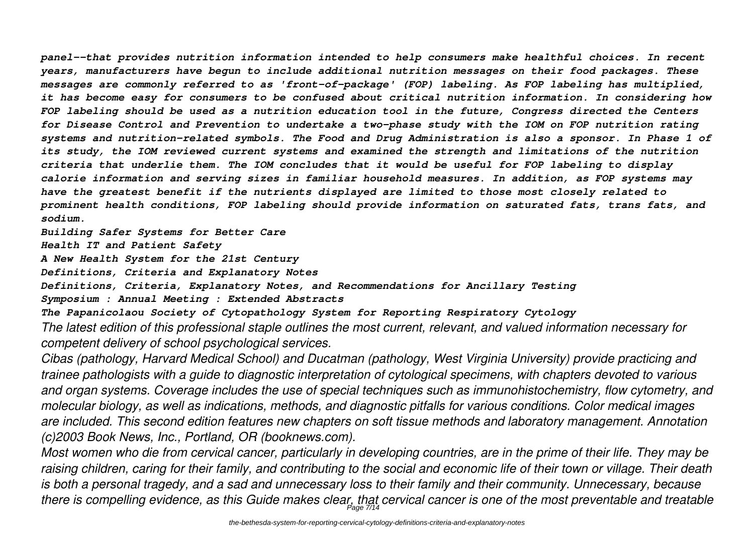*panel--that provides nutrition information intended to help consumers make healthful choices. In recent years, manufacturers have begun to include additional nutrition messages on their food packages. These messages are commonly referred to as 'front-of-package' (FOP) labeling. As FOP labeling has multiplied, it has become easy for consumers to be confused about critical nutrition information. In considering how FOP labeling should be used as a nutrition education tool in the future, Congress directed the Centers for Disease Control and Prevention to undertake a two-phase study with the IOM on FOP nutrition rating systems and nutrition-related symbols. The Food and Drug Administration is also a sponsor. In Phase 1 of its study, the IOM reviewed current systems and examined the strength and limitations of the nutrition criteria that underlie them. The IOM concludes that it would be useful for FOP labeling to display calorie information and serving sizes in familiar household measures. In addition, as FOP systems may have the greatest benefit if the nutrients displayed are limited to those most closely related to prominent health conditions, FOP labeling should provide information on saturated fats, trans fats, and sodium.*

***Building Safer Systems for Better Care***

***Health IT and Patient Safety***

***A New Health System for the 21st Century***

***Definitions, Criteria and Explanatory Notes***

***Definitions, Criteria, Explanatory Notes, and Recommendations for Ancillary Testing***

***Symposium : Annual Meeting : Extended Abstracts***

***The Papanicolaou Society of Cytopathology System for Reporting Respiratory Cytology***

*The latest edition of this professional staple outlines the most current, relevant, and valued information necessary for competent delivery of school psychological services.*

*Cibas (pathology, Harvard Medical School) and Ducatman (pathology, West Virginia University) provide practicing and trainee pathologists with a guide to diagnostic interpretation of cytological specimens, with chapters devoted to various and organ systems. Coverage includes the use of special techniques such as immunohistochemistry, flow cytometry, and molecular biology, as well as indications, methods, and diagnostic pitfalls for various conditions. Color medical images are included. This second edition features new chapters on soft tissue methods and laboratory management. Annotation (c)2003 Book News, Inc., Portland, OR (booknews.com).*

*Most women who die from cervical cancer, particularly in developing countries, are in the prime of their life. They may be raising children, caring for their family, and contributing to the social and economic life of their town or village. Their death is both a personal tragedy, and a sad and unnecessary loss to their family and their community. Unnecessary, because there is compelling evidence, as this Guide makes clear, that cervical cancer is one of the most preventable and treatable*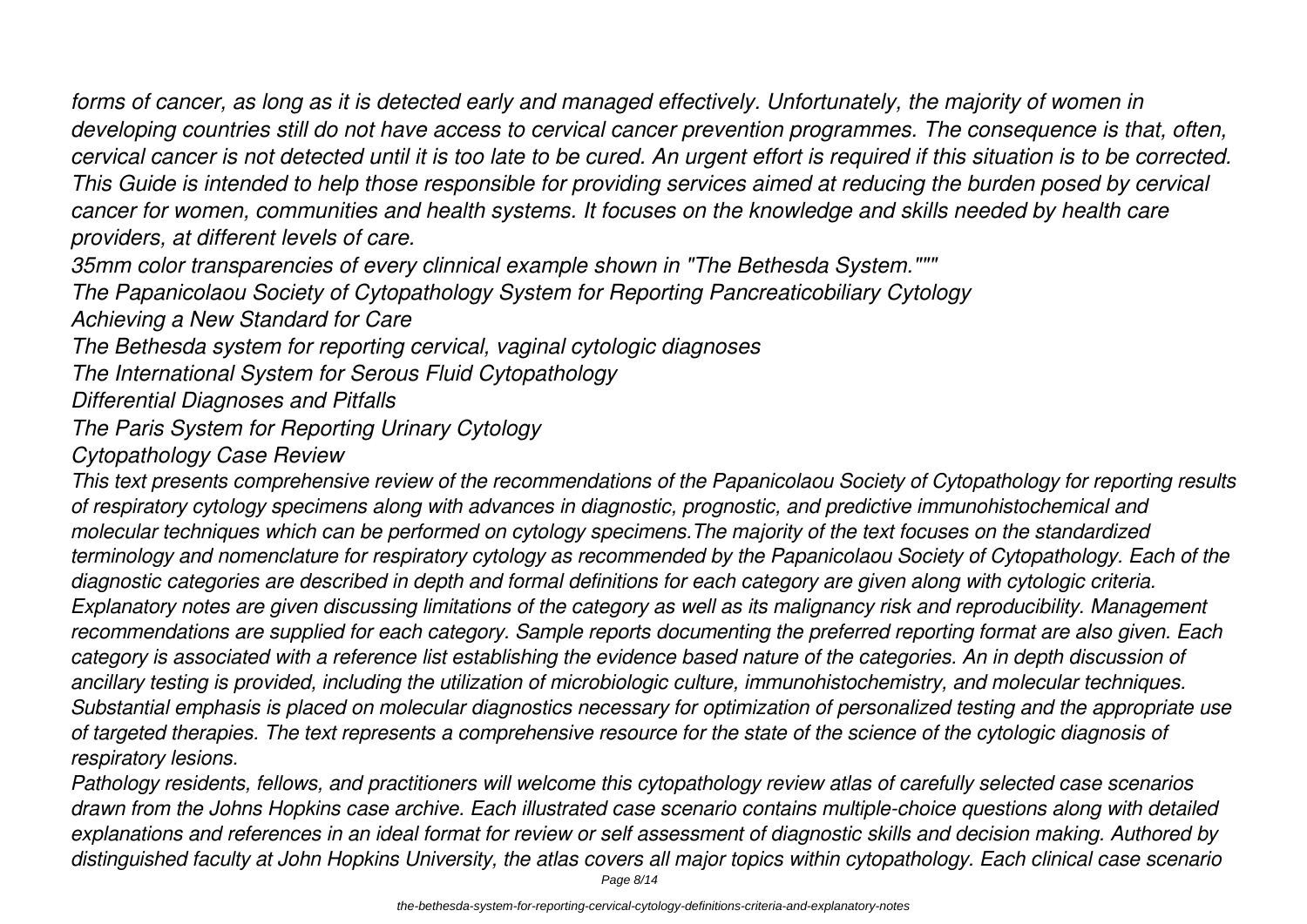*forms of cancer, as long as it is detected early and managed effectively. Unfortunately, the majority of women in developing countries still do not have access to cervical cancer prevention programmes. The consequence is that, often, cervical cancer is not detected until it is too late to be cured. An urgent effort is required if this situation is to be corrected. This Guide is intended to help those responsible for providing services aimed at reducing the burden posed by cervical cancer for women, communities and health systems. It focuses on the knowledge and skills needed by health care providers, at different levels of care.*

*35mm color transparencies of every clinnical example shown in "The Bethesda System.""""*

*The Papanicolaou Society of Cytopathology System for Reporting Pancreaticobiliary Cytology*

*Achieving a New Standard for Care*

*The Bethesda system for reporting cervical, vaginal cytologic diagnoses*

*The International System for Serous Fluid Cytopathology*

*Differential Diagnoses and Pitfalls*

*The Paris System for Reporting Urinary Cytology*

*Cytopathology Case Review*

*This text presents comprehensive review of the recommendations of the Papanicolaou Society of Cytopathology for reporting results of respiratory cytology specimens along with advances in diagnostic, prognostic, and predictive immunohistochemical and molecular techniques which can be performed on cytology specimens.The majority of the text focuses on the standardized terminology and nomenclature for respiratory cytology as recommended by the Papanicolaou Society of Cytopathology. Each of the diagnostic categories are described in depth and formal definitions for each category are given along with cytologic criteria. Explanatory notes are given discussing limitations of the category as well as its malignancy risk and reproducibility. Management recommendations are supplied for each category. Sample reports documenting the preferred reporting format are also given. Each category is associated with a reference list establishing the evidence based nature of the categories. An in depth discussion of ancillary testing is provided, including the utilization of microbiologic culture, immunohistochemistry, and molecular techniques. Substantial emphasis is placed on molecular diagnostics necessary for optimization of personalized testing and the appropriate use of targeted therapies. The text represents a comprehensive resource for the state of the science of the cytologic diagnosis of respiratory lesions.*

*Pathology residents, fellows, and practitioners will welcome this cytopathology review atlas of carefully selected case scenarios drawn from the Johns Hopkins case archive. Each illustrated case scenario contains multiple-choice questions along with detailed explanations and references in an ideal format for review or self assessment of diagnostic skills and decision making. Authored by distinguished faculty at John Hopkins University, the atlas covers all major topics within cytopathology. Each clinical case scenario*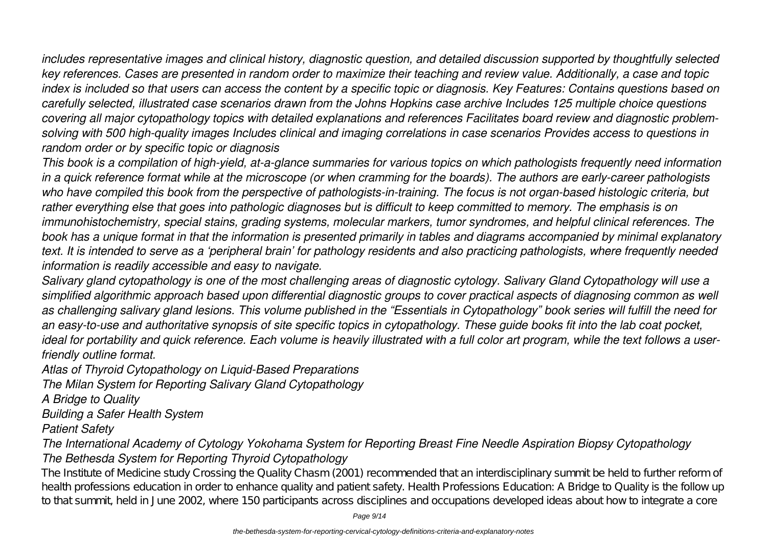*includes representative images and clinical history, diagnostic question, and detailed discussion supported by thoughtfully selected key references. Cases are presented in random order to maximize their teaching and review value. Additionally, a case and topic index is included so that users can access the content by a specific topic or diagnosis. Key Features: Contains questions based on carefully selected, illustrated case scenarios drawn from the Johns Hopkins case archive Includes 125 multiple choice questions covering all major cytopathology topics with detailed explanations and references Facilitates board review and diagnostic problem-solving with 500 high-quality images Includes clinical and imaging correlations in case scenarios Provides access to questions in random order or by specific topic or diagnosis*

*This book is a compilation of high-yield, at-a-glance summaries for various topics on which pathologists frequently need information in a quick reference format while at the microscope (or when cramming for the boards). The authors are early-career pathologists who have compiled this book from the perspective of pathologists-in-training. The focus is not organ-based histologic criteria, but rather everything else that goes into pathologic diagnoses but is difficult to keep committed to memory. The emphasis is on immunohistochemistry, special stains, grading systems, molecular markers, tumor syndromes, and helpful clinical references. The book has a unique format in that the information is presented primarily in tables and diagrams accompanied by minimal explanatory text. It is intended to serve as a 'peripheral brain' for pathology residents and also practicing pathologists, where frequently needed information is readily accessible and easy to navigate.*

*Salivary gland cytopathology is one of the most challenging areas of diagnostic cytology. Salivary Gland Cytopathology will use a simplified algorithmic approach based upon differential diagnostic groups to cover practical aspects of diagnosing common as well as challenging salivary gland lesions. This volume published in the "Essentials in Cytopathology" book series will fulfill the need for an easy-to-use and authoritative synopsis of site specific topics in cytopathology. These guide books fit into the lab coat pocket, ideal for portability and quick reference. Each volume is heavily illustrated with a full color art program, while the text follows a user-friendly outline format.*

*Atlas of Thyroid Cytopathology on Liquid-Based Preparations*

*The Milan System for Reporting Salivary Gland Cytopathology*

*A Bridge to Quality*

*Building a Safer Health System*

*Patient Safety*

*The International Academy of Cytology Yokohama System for Reporting Breast Fine Needle Aspiration Biopsy Cytopathology*

*The Bethesda System for Reporting Thyroid Cytopathology*

The Institute of Medicine study Crossing the Quality Chasm (2001) recommended that an interdisciplinary summit be held to further reform of health professions education in order to enhance quality and patient safety. Health Professions Education: A Bridge to Quality is the follow up to that summit, held in June 2002, where 150 participants across disciplines and occupations developed ideas about how to integrate a core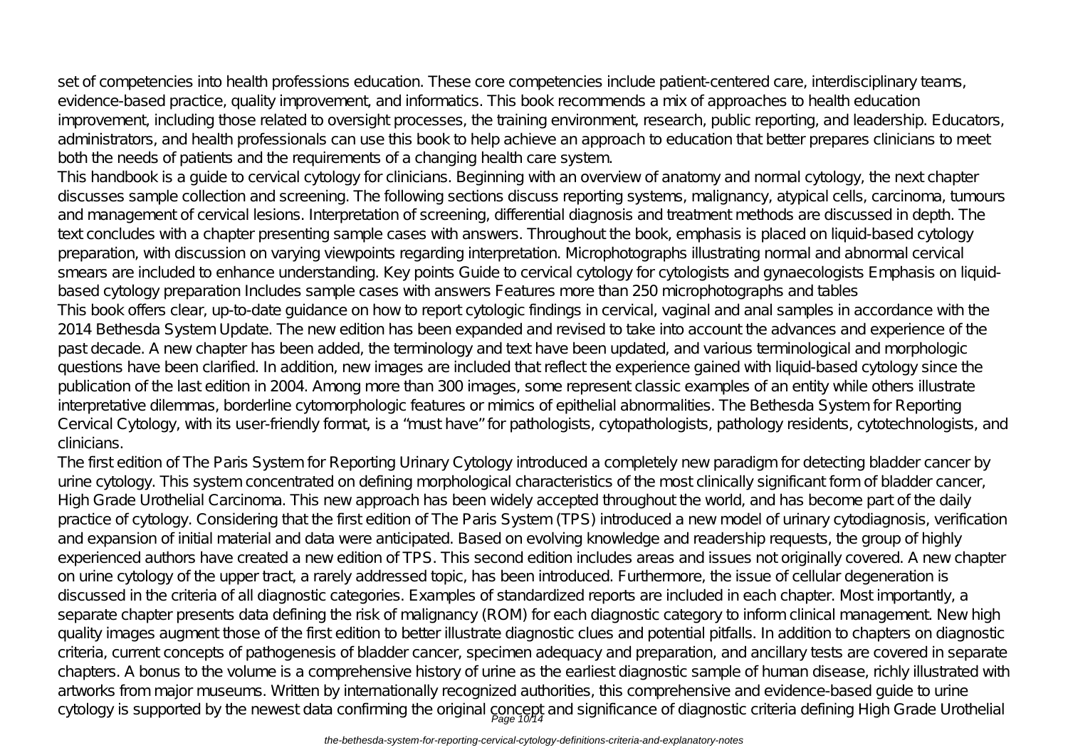set of competencies into health professions education. These core competencies include patient-centered care, interdisciplinary teams, evidence-based practice, quality improvement, and informatics. This book recommends a mix of approaches to health education improvement, including those related to oversight processes, the training environment, research, public reporting, and leadership. Educators, administrators, and health professionals can use this book to help achieve an approach to education that better prepares clinicians to meet both the needs of patients and the requirements of a changing health care system.

This handbook is a guide to cervical cytology for clinicians. Beginning with an overview of anatomy and normal cytology, the next chapter discusses sample collection and screening. The following sections discuss reporting systems, malignancy, atypical cells, carcinoma, tumours and management of cervical lesions. Interpretation of screening, differential diagnosis and treatment methods are discussed in depth. The text concludes with a chapter presenting sample cases with answers. Throughout the book, emphasis is placed on liquid-based cytology preparation, with discussion on varying viewpoints regarding interpretation. Microphotographs illustrating normal and abnormal cervical smears are included to enhance understanding. Key points Guide to cervical cytology for cytologists and gynaecologists Emphasis on liquid-based cytology preparation Includes sample cases with answers Features more than 250 microphotographs and tables

This book offers clear, up-to-date guidance on how to report cytologic findings in cervical, vaginal and anal samples in accordance with the 2014 Bethesda System Update. The new edition has been expanded and revised to take into account the advances and experience of the past decade. A new chapter has been added, the terminology and text have been updated, and various terminological and morphologic questions have been clarified. In addition, new images are included that reflect the experience gained with liquid-based cytology since the publication of the last edition in 2004. Among more than 300 images, some represent classic examples of an entity while others illustrate interpretative dilemmas, borderline cytomorphologic features or mimics of epithelial abnormalities. The Bethesda System for Reporting Cervical Cytology, with its user-friendly format, is a "must have" for pathologists, cytopathologists, pathology residents, cytotechnologists, and clinicians.

The first edition of The Paris System for Reporting Urinary Cytology introduced a completely new paradigm for detecting bladder cancer by urine cytology. This system concentrated on defining morphological characteristics of the most clinically significant form of bladder cancer, High Grade Urothelial Carcinoma. This new approach has been widely accepted throughout the world, and has become part of the daily practice of cytology. Considering that the first edition of The Paris System (TPS) introduced a new model of urinary cytodiagnosis, verification and expansion of initial material and data were anticipated. Based on evolving knowledge and readership requests, the group of highly experienced authors have created a new edition of TPS. This second edition includes areas and issues not originally covered. A new chapter on urine cytology of the upper tract, a rarely addressed topic, has been introduced. Furthermore, the issue of cellular degeneration is discussed in the criteria of all diagnostic categories. Examples of standardized reports are included in each chapter. Most importantly, a separate chapter presents data defining the risk of malignancy (ROM) for each diagnostic category to inform clinical management. New high quality images augment those of the first edition to better illustrate diagnostic clues and potential pitfalls. In addition to chapters on diagnostic criteria, current concepts of pathogenesis of bladder cancer, specimen adequacy and preparation, and ancillary tests are covered in separate chapters. A bonus to the volume is a comprehensive history of urine as the earliest diagnostic sample of human disease, richly illustrated with artworks from major museums. Written by internationally recognized authorities, this comprehensive and evidence-based guide to urine cytology is supported by the newest data confirming the original concept and significance of diagnostic criteria defining High Grade Urothelial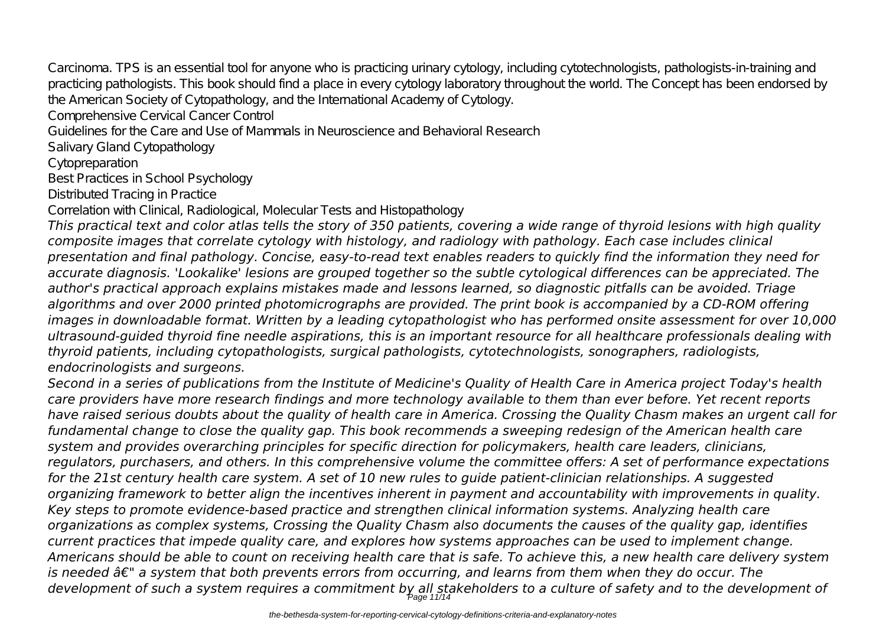Carcinoma. TPS is an essential tool for anyone who is practicing urinary cytology, including cytotechnologists, pathologists-in-training and practicing pathologists. This book should find a place in every cytology laboratory throughout the world. The Concept has been endorsed by the American Society of Cytopathology, and the International Academy of Cytology.

Comprehensive Cervical Cancer Control

Guidelines for the Care and Use of Mammals in Neuroscience and Behavioral Research

Salivary Gland Cytopathology

Cytopreparation

Best Practices in School Psychology

Distributed Tracing in Practice

Correlation with Clinical, Radiological, Molecular Tests and Histopathology

*This practical text and color atlas tells the story of 350 patients, covering a wide range of thyroid lesions with high quality composite images that correlate cytology with histology, and radiology with pathology. Each case includes clinical presentation and final pathology. Concise, easy-to-read text enables readers to quickly find the information they need for accurate diagnosis. 'Lookalike' lesions are grouped together so the subtle cytological differences can be appreciated. The author's practical approach explains mistakes made and lessons learned, so diagnostic pitfalls can be avoided. Triage algorithms and over 2000 printed photomicrographs are provided. The print book is accompanied by a CD-ROM offering images in downloadable format. Written by a leading cytopathologist who has performed onsite assessment for over 10,000 ultrasound-guided thyroid fine needle aspirations, this is an important resource for all healthcare professionals dealing with thyroid patients, including cytopathologists, surgical pathologists, cytotechnologists, sonographers, radiologists, endocrinologists and surgeons.*

*Second in a series of publications from the Institute of Medicine's Quality of Health Care in America project Today's health care providers have more research findings and more technology available to them than ever before. Yet recent reports have raised serious doubts about the quality of health care in America. Crossing the Quality Chasm makes an urgent call for fundamental change to close the quality gap. This book recommends a sweeping redesign of the American health care system and provides overarching principles for specific direction for policymakers, health care leaders, clinicians, regulators, purchasers, and others. In this comprehensive volume the committee offers: A set of performance expectations for the 21st century health care system. A set of 10 new rules to guide patient-clinician relationships. A suggested organizing framework to better align the incentives inherent in payment and accountability with improvements in quality. Key steps to promote evidence-based practice and strengthen clinical information systems. Analyzing health care organizations as complex systems, Crossing the Quality Chasm also documents the causes of the quality gap, identifies current practices that impede quality care, and explores how systems approaches can be used to implement change. Americans should be able to count on receiving health care that is safe. To achieve this, a new health care delivery system is needed â€" a system that both prevents errors from occurring, and learns from them when they do occur. The development of such a system requires a commitment by all stakeholders to a culture of safety and to the development of*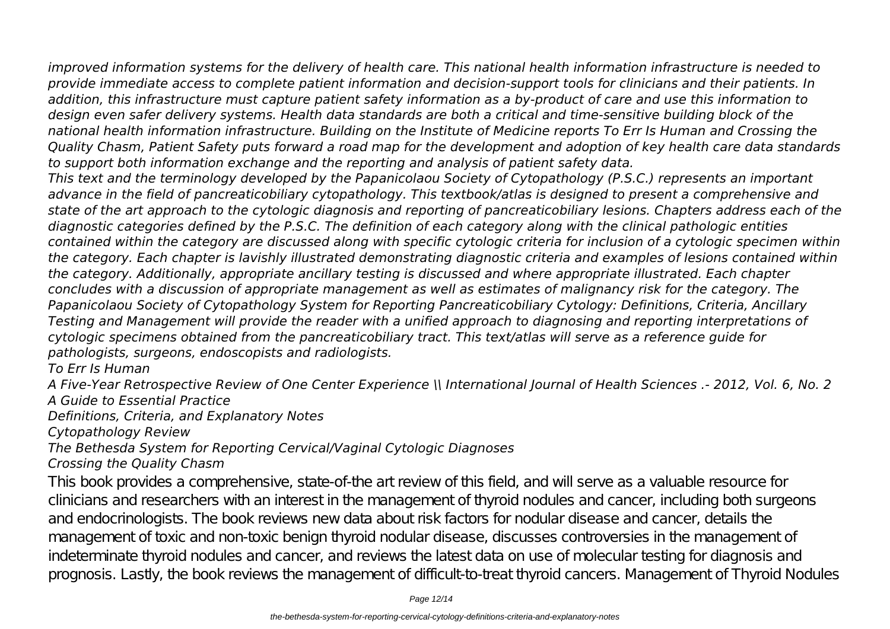*improved information systems for the delivery of health care. This national health information infrastructure is needed to provide immediate access to complete patient information and decision-support tools for clinicians and their patients. In addition, this infrastructure must capture patient safety information as a by-product of care and use this information to design even safer delivery systems. Health data standards are both a critical and time-sensitive building block of the national health information infrastructure. Building on the Institute of Medicine reports To Err Is Human and Crossing the Quality Chasm, Patient Safety puts forward a road map for the development and adoption of key health care data standards to support both information exchange and the reporting and analysis of patient safety data.*

*This text and the terminology developed by the Papanicolaou Society of Cytopathology (P.S.C.) represents an important advance in the field of pancreaticobiliary cytopathology. This textbook/atlas is designed to present a comprehensive and state of the art approach to the cytologic diagnosis and reporting of pancreaticobiliary lesions. Chapters address each of the diagnostic categories defined by the P.S.C. The definition of each category along with the clinical pathologic entities contained within the category are discussed along with specific cytologic criteria for inclusion of a cytologic specimen within the category. Each chapter is lavishly illustrated demonstrating diagnostic criteria and examples of lesions contained within the category. Additionally, appropriate ancillary testing is discussed and where appropriate illustrated. Each chapter concludes with a discussion of appropriate management as well as estimates of malignancy risk for the category. The Papanicolaou Society of Cytopathology System for Reporting Pancreaticobiliary Cytology: Definitions, Criteria, Ancillary Testing and Management will provide the reader with a unified approach to diagnosing and reporting interpretations of cytologic specimens obtained from the pancreaticobiliary tract. This text/atlas will serve as a reference guide for pathologists, surgeons, endoscopists and radiologists.*

*To Err Is Human*

*A Five-Year Retrospective Review of One Center Experience \\ International Journal of Health Sciences .- 2012, Vol. 6, No. 2*

*A Guide to Essential Practice*

*Definitions, Criteria, and Explanatory Notes*

*Cytopathology Review*

*The Bethesda System for Reporting Cervical/Vaginal Cytologic Diagnoses*

*Crossing the Quality Chasm*

This book provides a comprehensive, state-of-the art review of this field, and will serve as a valuable resource for clinicians and researchers with an interest in the management of thyroid nodules and cancer, including both surgeons and endocrinologists. The book reviews new data about risk factors for nodular disease and cancer, details the management of toxic and non-toxic benign thyroid nodular disease, discusses controversies in the management of indeterminate thyroid nodules and cancer, and reviews the latest data on use of molecular testing for diagnosis and prognosis. Lastly, the book reviews the management of difficult-to-treat thyroid cancers. Management of Thyroid Nodules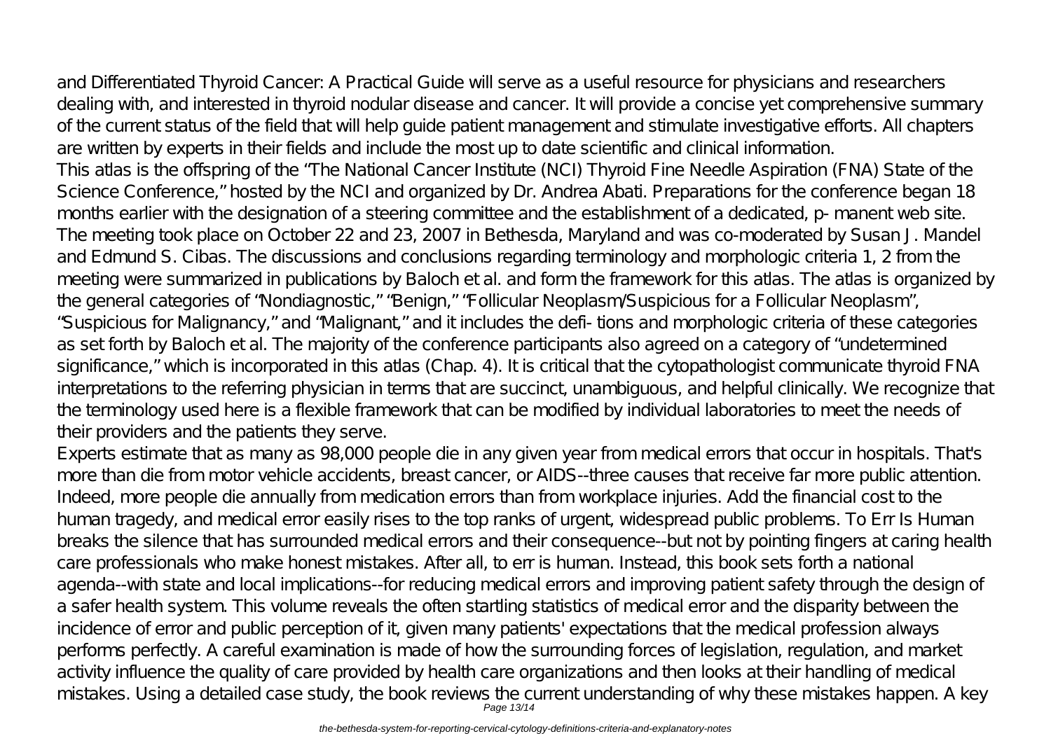and Differentiated Thyroid Cancer: A Practical Guide will serve as a useful resource for physicians and researchers dealing with, and interested in thyroid nodular disease and cancer. It will provide a concise yet comprehensive summary of the current status of the field that will help guide patient management and stimulate investigative efforts. All chapters are written by experts in their fields and include the most up to date scientific and clinical information.

This atlas is the offspring of the "The National Cancer Institute (NCI) Thyroid Fine Needle Aspiration (FNA) State of the Science Conference," hosted by the NCI and organized by Dr. Andrea Abati. Preparations for the conference began 18 months earlier with the designation of a steering committee and the establishment of a dedicated, p- manent web site. The meeting took place on October 22 and 23, 2007 in Bethesda, Maryland and was co-moderated by Susan J. Mandel and Edmund S. Cibas. The discussions and conclusions regarding terminology and morphologic criteria 1, 2 from the meeting were summarized in publications by Baloch et al. and form the framework for this atlas. The atlas is organized by the general categories of "Nondiagnostic," "Benign," "Follicular Neoplasm/Suspicious for a Follicular Neoplasm", "Suspicious for Malignancy," and "Malignant," and it includes the defi- tions and morphologic criteria of these categories as set forth by Baloch et al. The majority of the conference participants also agreed on a category of "undetermined significance," which is incorporated in this atlas (Chap. 4). It is critical that the cytopathologist communicate thyroid FNA interpretations to the referring physician in terms that are succinct, unambiguous, and helpful clinically. We recognize that the terminology used here is a flexible framework that can be modified by individual laboratories to meet the needs of their providers and the patients they serve.

Experts estimate that as many as 98,000 people die in any given year from medical errors that occur in hospitals. That's more than die from motor vehicle accidents, breast cancer, or AIDS--three causes that receive far more public attention. Indeed, more people die annually from medication errors than from workplace injuries. Add the financial cost to the human tragedy, and medical error easily rises to the top ranks of urgent, widespread public problems. To Err Is Human breaks the silence that has surrounded medical errors and their consequence--but not by pointing fingers at caring health care professionals who make honest mistakes. After all, to err is human. Instead, this book sets forth a national agenda--with state and local implications--for reducing medical errors and improving patient safety through the design of a safer health system. This volume reveals the often startling statistics of medical error and the disparity between the incidence of error and public perception of it, given many patients' expectations that the medical profession always performs perfectly. A careful examination is made of how the surrounding forces of legislation, regulation, and market activity influence the quality of care provided by health care organizations and then looks at their handling of medical mistakes. Using a detailed case study, the book reviews the current understanding of why these mistakes happen. A key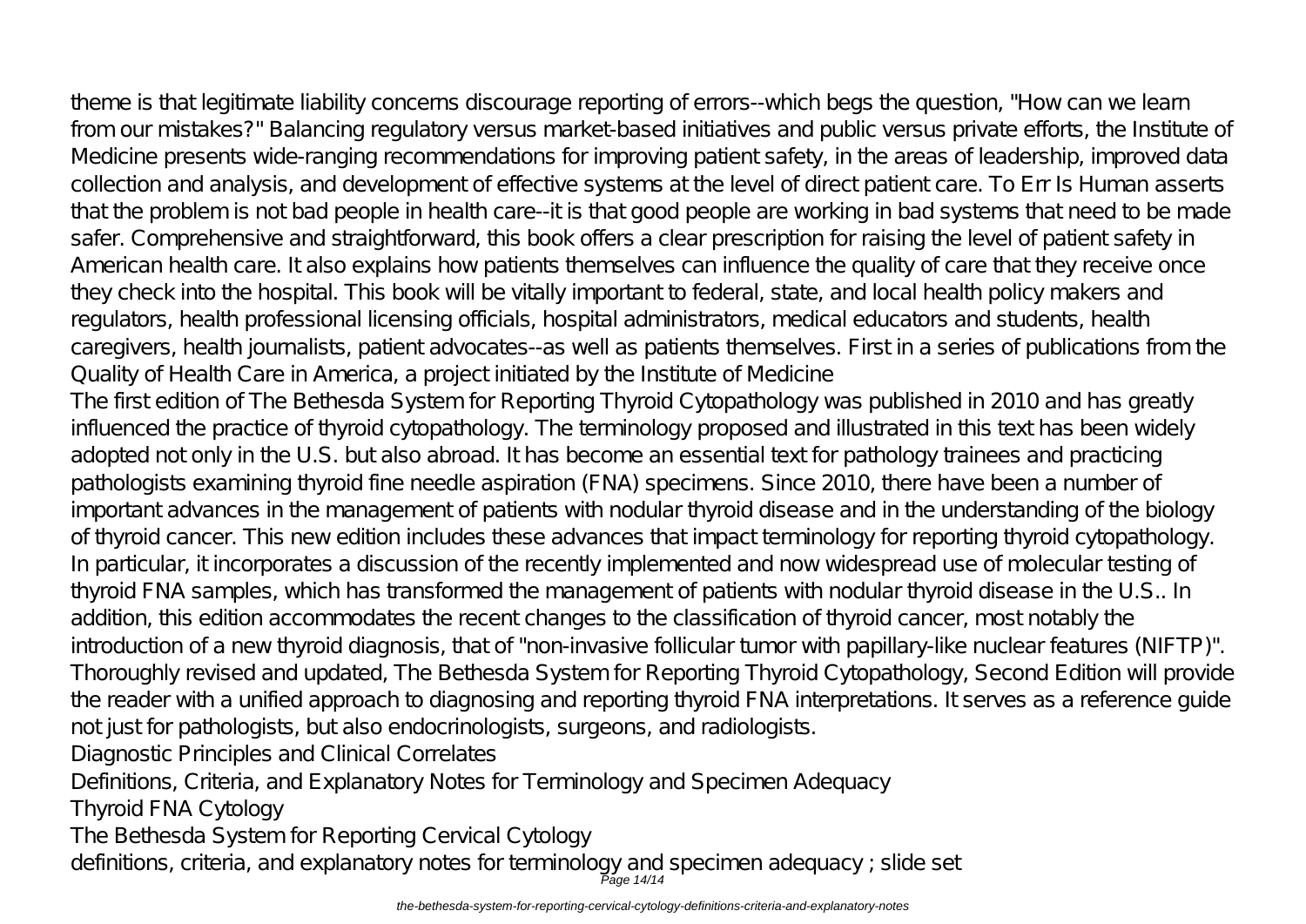theme is that legitimate liability concerns discourage reporting of errors--which begs the question, "How can we learn from our mistakes?" Balancing regulatory versus market-based initiatives and public versus private efforts, the Institute of Medicine presents wide-ranging recommendations for improving patient safety, in the areas of leadership, improved data collection and analysis, and development of effective systems at the level of direct patient care. To Err Is Human asserts that the problem is not bad people in health care--it is that good people are working in bad systems that need to be made safer. Comprehensive and straightforward, this book offers a clear prescription for raising the level of patient safety in American health care. It also explains how patients themselves can influence the quality of care that they receive once they check into the hospital. This book will be vitally important to federal, state, and local health policy makers and regulators, health professional licensing officials, hospital administrators, medical educators and students, health caregivers, health journalists, patient advocates--as well as patients themselves. First in a series of publications from the Quality of Health Care in America, a project initiated by the Institute of Medicine

The first edition of The Bethesda System for Reporting Thyroid Cytopathology was published in 2010 and has greatly influenced the practice of thyroid cytopathology. The terminology proposed and illustrated in this text has been widely adopted not only in the U.S. but also abroad. It has become an essential text for pathology trainees and practicing pathologists examining thyroid fine needle aspiration (FNA) specimens. Since 2010, there have been a number of important advances in the management of patients with nodular thyroid disease and in the understanding of the biology of thyroid cancer. This new edition includes these advances that impact terminology for reporting thyroid cytopathology. In particular, it incorporates a discussion of the recently implemented and now widespread use of molecular testing of thyroid FNA samples, which has transformed the management of patients with nodular thyroid disease in the U.S.. In addition, this edition accommodates the recent changes to the classification of thyroid cancer, most notably the introduction of a new thyroid diagnosis, that of "non-invasive follicular tumor with papillary-like nuclear features (NIFTP)". Thoroughly revised and updated, The Bethesda System for Reporting Thyroid Cytopathology, Second Edition will provide the reader with a unified approach to diagnosing and reporting thyroid FNA interpretations. It serves as a reference guide not just for pathologists, but also endocrinologists, surgeons, and radiologists.

Diagnostic Principles and Clinical Correlates

Definitions, Criteria, and Explanatory Notes for Terminology and Specimen Adequacy

Thyroid FNA Cytology

The Bethesda System for Reporting Cervical Cytology

definitions, criteria, and explanatory notes for terminology and specimen adequacy ; slide set